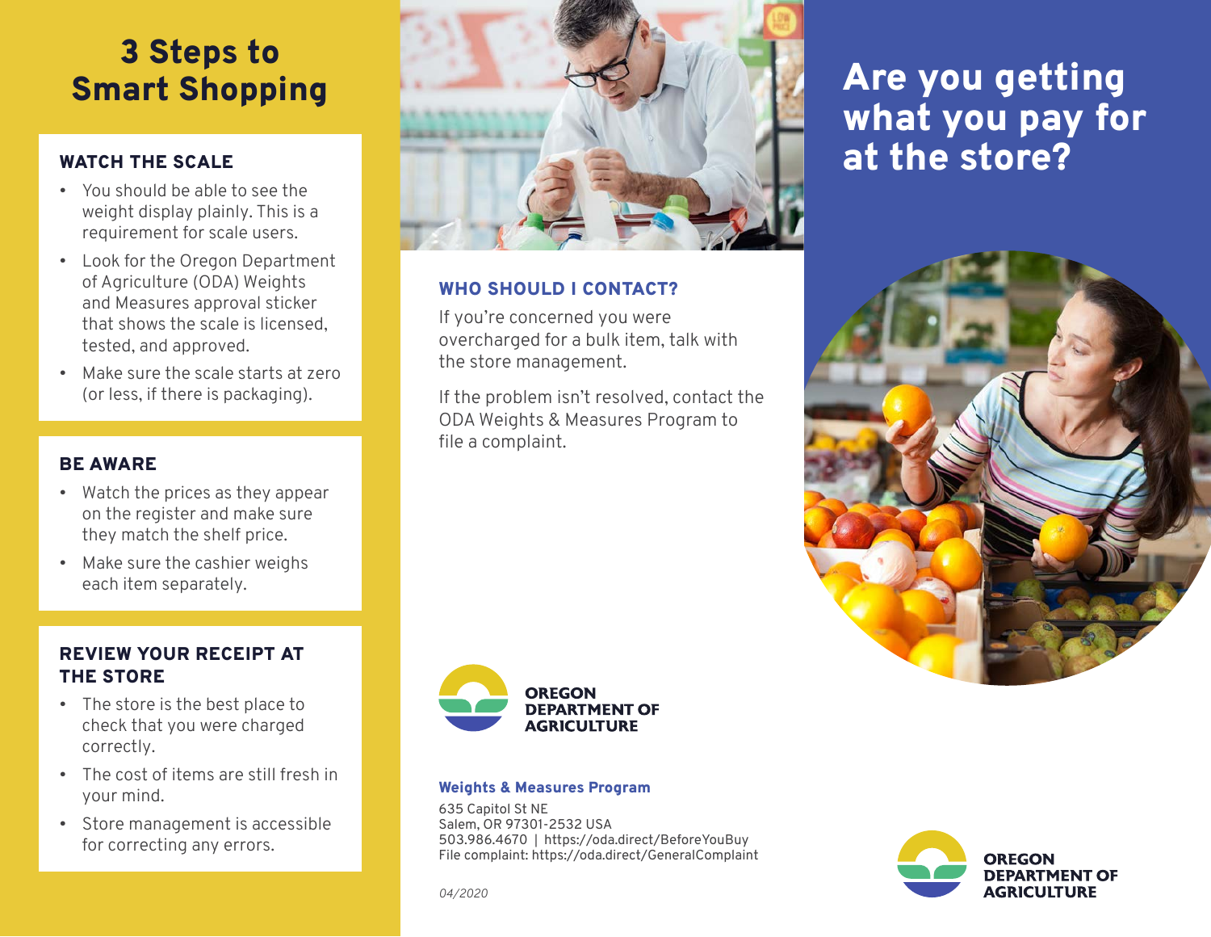# 3 Steps to Smart Shopping

### WATCH THE SCALE

- You should be able to see the weight display plainly. This is a requirement for scale users.
- Look for the Oregon Department of Agriculture (ODA) Weights and Measures approval sticker that shows the scale is licensed, tested, and approved.
- Make sure the scale starts at zero (or less, if there is packaging).

### BE AWARE

- Watch the prices as they appear on the register and make sure they match the shelf price.
- Make sure the cashier weighs each item separately.

### REVIEW YOUR RECEIPT AT THE STORE

- The store is the best place to check that you were charged correctly.
- The cost of items are still fresh in your mind.
- Store management is accessible for correcting any errors.

### WHO SHOULD I CONTACT?

If you're concerned you were overcharged for a bulk item, talk with the store management.

If the problem isn't resolved, contact the ODA Weights & Measures Program to file a complaint.

**OREGON DEPARTMENT OF AGRICULTURE**

**Weights & Measures Program**

635 Capitol St NE
Salem, OR 97301-2532 USA
503.986.4670 | https://oda.direct/BeforeYouBuy
File complaint: https://oda.direct/GeneralComplaint

*04/2020*

# Are you getting what you pay for at the store?

**OREGON DEPARTMENT OF AGRICULTURE**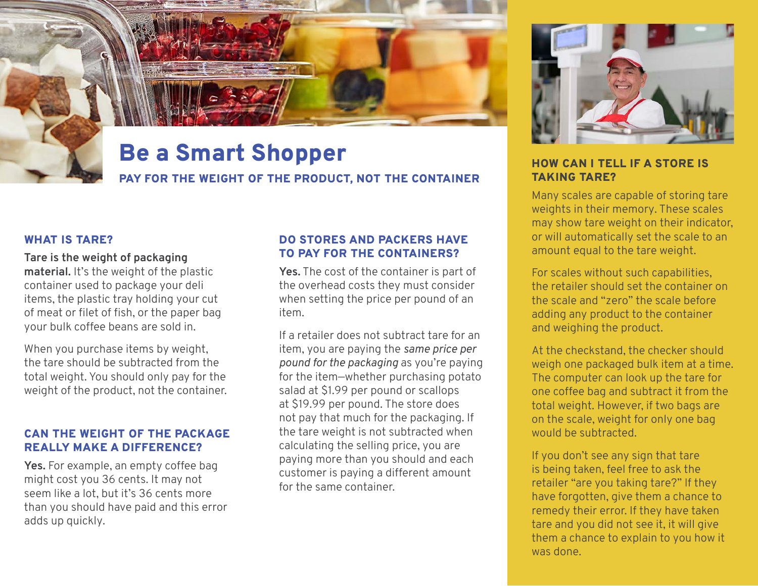# Be a Smart Shopper

## PAY FOR THE WEIGHT OF THE PRODUCT, NOT THE CONTAINER

### WHAT IS TARE?

**Tare is the weight of packaging material.** It's the weight of the plastic container used to package your deli items, the plastic tray holding your cut of meat or filet of fish, or the paper bag your bulk coffee beans are sold in.

When you purchase items by weight, the tare should be subtracted from the total weight. You should only pay for the weight of the product, not the container.

### CAN THE WEIGHT OF THE PACKAGE REALLY MAKE A DIFFERENCE?

**Yes.** For example, an empty coffee bag might cost you 36 cents. It may not seem like a lot, but it's 36 cents more than you should have paid and this error adds up quickly.

### DO STORES AND PACKERS HAVE TO PAY FOR THE CONTAINERS?

**Yes.** The cost of the container is part of the overhead costs they must consider when setting the price per pound of an item.

If a retailer does not subtract tare for an item, you are paying the *same price per pound for the packaging* as you're paying for the item—whether purchasing potato salad at $1.99 per pound or scallops at $19.99 per pound. The store does not pay that much for the packaging. If the tare weight is not subtracted when calculating the selling price, you are paying more than you should and each customer is paying a different amount for the same container.

### HOW CAN I TELL IF A STORE IS TAKING TARE?

Many scales are capable of storing tare weights in their memory. These scales may show tare weight on their indicator, or will automatically set the scale to an amount equal to the tare weight.

For scales without such capabilities, the retailer should set the container on the scale and "zero" the scale before adding any product to the container and weighing the product.

At the checkstand, the checker should weigh one packaged bulk item at a time. The computer can look up the tare for one coffee bag and subtract it from the total weight. However, if two bags are on the scale, weight for only one bag would be subtracted.

If you don't see any sign that tare is being taken, feel free to ask the retailer "are you taking tare?" If they have forgotten, give them a chance to remedy their error. If they have taken tare and you did not see it, it will give them a chance to explain to you how it was done.